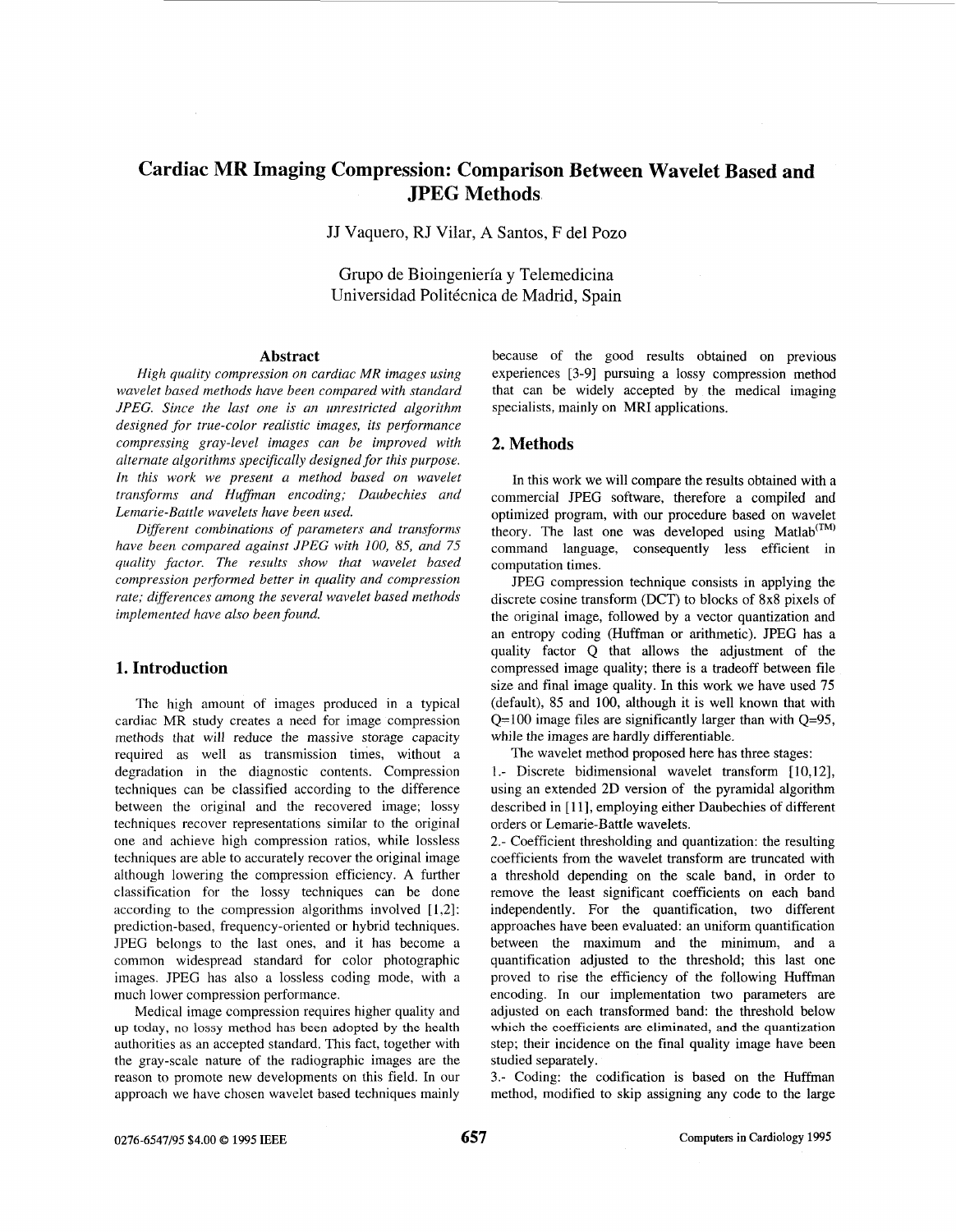# Cardiac MR Imaging Compression: Comparison Between Wavelet Based and JPEG Methods

JJ Vaquero, RJ Vilar, A Santos, F del Pozo

Grupo de Bioingeniería y Telemedicina
Universidad Politécnica de Madrid, Spain

## Abstract

*High quality compression on cardiac MR images using wavelet based methods have been compared with standard JPEG. Since the last one is an unrestricted algorithm designed for true-color realistic images, its performance compressing gray-level images can be improved with alternate algorithms specifically designed for this purpose. In this work we present a method based on wavelet transforms and Huffman encoding; Daubechies and Lemarie-Battle wavelets have been used.*

*Different combinations of parameters and transforms have been compared against JPEG with 100, 85, and 75 quality factor. The results show that wavelet based compression performed better in quality and compression rate; differences among the several wavelet based methods implemented have also been found.*

## 1. Introduction

The high amount of images produced in a typical cardiac MR study creates a need for image compression methods that will reduce the massive storage capacity required as well as transmission times, without a degradation in the diagnostic contents. Compression techniques can be classified according to the difference between the original and the recovered image; lossy techniques recover representations similar to the original one and achieve high compression ratios, while lossless techniques are able to accurately recover the original image although lowering the compression efficiency. A further classification for the lossy techniques can be done according to the compression algorithms involved [1,2]: prediction-based, frequency-oriented or hybrid techniques. JPEG belongs to the last ones, and it has become a common widespread standard for color photographic images. JPEG has also a lossless coding mode, with a much lower compression performance.

Medical image compression requires higher quality and up today, no lossy method has been adopted by the health authorities as an accepted standard. This fact, together with the gray-scale nature of the radiographic images are the reason to promote new developments on this field. In our approach we have chosen wavelet based techniques mainly because of the good results obtained on previous experiences [3-9] pursuing a lossy compression method that can be widely accepted by the medical imaging specialists, mainly on MRI applications.

## 2. Methods

In this work we will compare the results obtained with a commercial JPEG software, therefore a compiled and optimized program, with our procedure based on wavelet theory. The last one was developed using Matlab(TM) command language, consequently less efficient in computation times.

JPEG compression technique consists in applying the discrete cosine transform (DCT) to blocks of 8x8 pixels of the original image, followed by a vector quantization and an entropy coding (Huffman or arithmetic). JPEG has a quality factor Q that allows the adjustment of the compressed image quality; there is a tradeoff between file size and final image quality. In this work we have used 75 (default), 85 and 100, although it is well known that with $Q=100$ image files are significantly larger than with $Q=95$, while the images are hardly differentiable.

The wavelet method proposed here has three stages:

1.- Discrete bidimensional wavelet transform [10,12], using an extended 2D version of the pyramidal algorithm described in [11], employing either Daubechies of different orders or Lemarie-Battle wavelets.

2.- Coefficient thresholding and quantization: the resulting coefficients from the wavelet transform are truncated with a threshold depending on the scale band, in order to remove the least significant coefficients on each band independently. For the quantification, two different approaches have been evaluated: an uniform quantification between the maximum and the minimum, and a quantification adjusted to the threshold; this last one proved to rise the efficiency of the following Huffman encoding. In our implementation two parameters are adjusted on each transformed band: the threshold below which the coefficients are eliminated, and the quantization step; their incidence on the final quality image have been studied separately.

3.- Coding: the codification is based on the Huffman method, modified to skip assigning any code to the large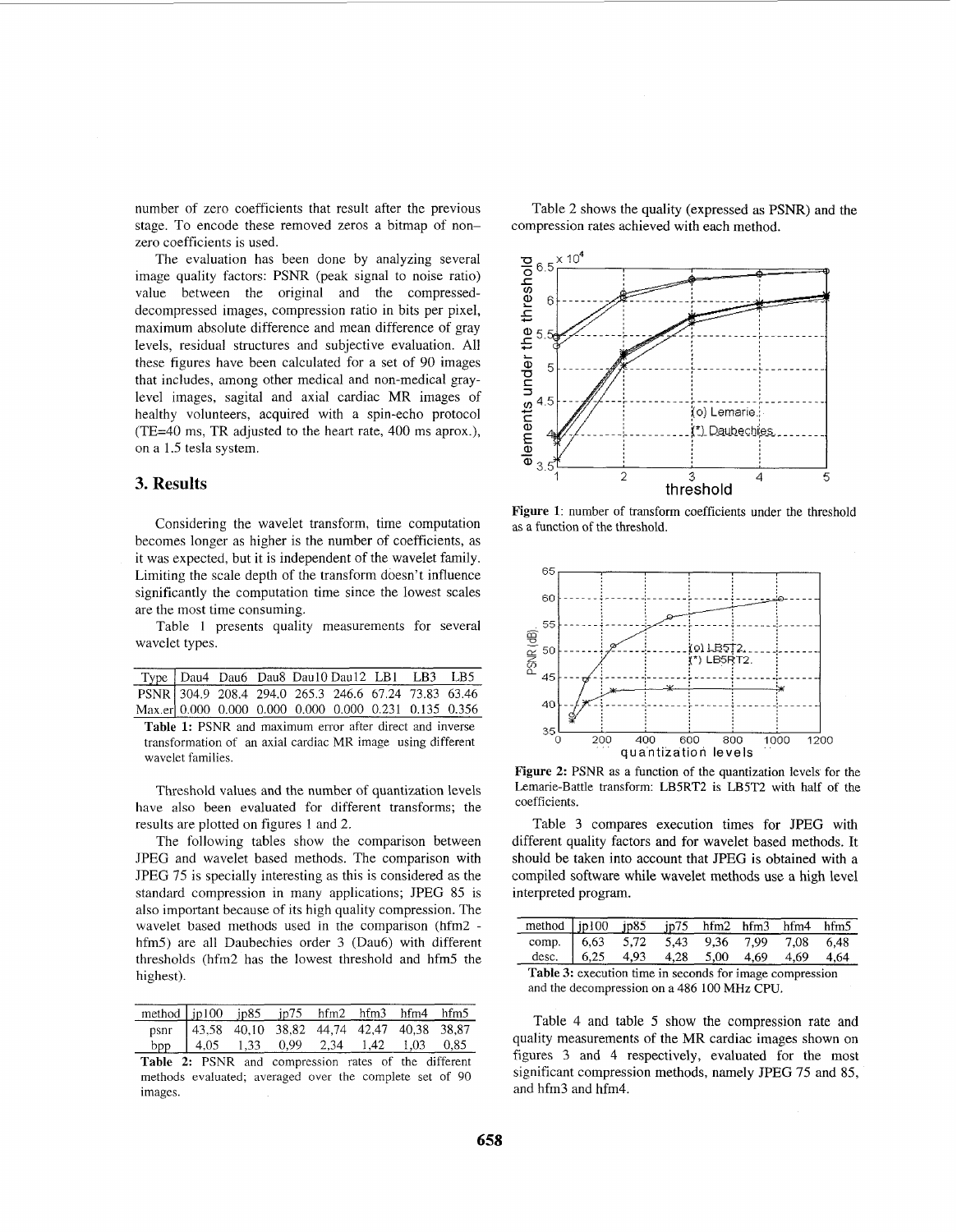number of zero coefficients that result after the previous stage. To encode these removed zeros a bitmap of non–zero coefficients is used.

The evaluation has been done by analyzing several image quality factors: PSNR (peak signal to noise ratio) value between the original and the compressed-decompressed images, compression ratio in bits per pixel, maximum absolute difference and mean difference of gray levels, residual structures and subjective evaluation. All these figures have been calculated for a set of 90 images that includes, among other medical and non-medical gray-level images, sagital and axial cardiac MR images of healthy volunteers, acquired with a spin-echo protocol (TE=40 ms, TR adjusted to the heart rate, 400 ms aprox.), on a 1.5 tesla system.

## 3. Results

Considering the wavelet transform, time computation becomes longer as higher is the number of coefficients, as it was expected, but it is independent of the wavelet family. Limiting the scale depth of the transform doesn't influence significantly the computation time since the lowest scales are the most time consuming.

Table 1 presents quality measurements for several wavelet types.

| Type | Dau4 | Dau6 | Dau8 | Dau10 | Dau12 | LB1 | LB3 | LB5 |
|---|---|---|---|---|---|---|---|---|
| PSNR | 304.9 | 208.4 | 294.0 | 265.3 | 246.6 | 67.24 | 73.83 | 63.46 |
| Max.er | 0.000 | 0.000 | 0.000 | 0.000 | 0.000 | 0.231 | 0.135 | 0.356 |

**Table 1:** PSNR and maximum error after direct and inverse transformation of an axial cardiac MR image using different wavelet families.

Threshold values and the number of quantization levels have also been evaluated for different transforms; the results are plotted on figures 1 and 2.

The following tables show the comparison between JPEG and wavelet based methods. The comparison with JPEG 75 is specially interesting as this is considered as the standard compression in many applications; JPEG 85 is also important because of its high quality compression. The wavelet based methods used in the comparison (hfm2 - hfm5) are all Daubechies order 3 (Dau6) with different thresholds (hfm2 has the lowest threshold and hfm5 the highest).

| method | jp100 | jp85 | jp75 | hfm2 | hfm3 | hfm4 | hfm5 |
|---|---|---|---|---|---|---|---|
| psnr | 43,58 | 40,10 | 38,82 | 44,74 | 42,47 | 40,38 | 38,87 |
| bpp | 4,05 | 1,33 | 0,99 | 2,34 | 1,42 | 1,03 | 0,85 |

**Table 2:** PSNR and compression rates of the different methods evaluated; averaged over the complete set of 90 images.

Table 2 shows the quality (expressed as PSNR) and the compression rates achieved with each method.

**Figure 1:** number of transform coefficients under the threshold as a function of the threshold.

**Figure 2:** PSNR as a function of the quantization levels for the Lemarie-Battle transform: LB5RT2 is LB5T2 with half of the coefficients.

Table 3 compares execution times for JPEG with different quality factors and for wavelet based methods. It should be taken into account that JPEG is obtained with a compiled software while wavelet methods use a high level interpreted program.

| method | jp100 | jp85 | jp75 | hfm2 | hfm3 | hfm4 | hfm5 |
|---|---|---|---|---|---|---|---|
| comp. | 6,63 | 5,72 | 5,43 | 9,36 | 7,99 | 7,08 | 6,48 |
| desc. | 6,25 | 4,93 | 4,28 | 5,00 | 4,69 | 4,69 | 4,64 |

**Table 3:** execution time in seconds for image compression and the decompression on a 486 100 MHz CPU.

Table 4 and table 5 show the compression rate and quality measurements of the MR cardiac images shown on figures 3 and 4 respectively, evaluated for the most significant compression methods, namely JPEG 75 and 85, and hfm3 and hfm4.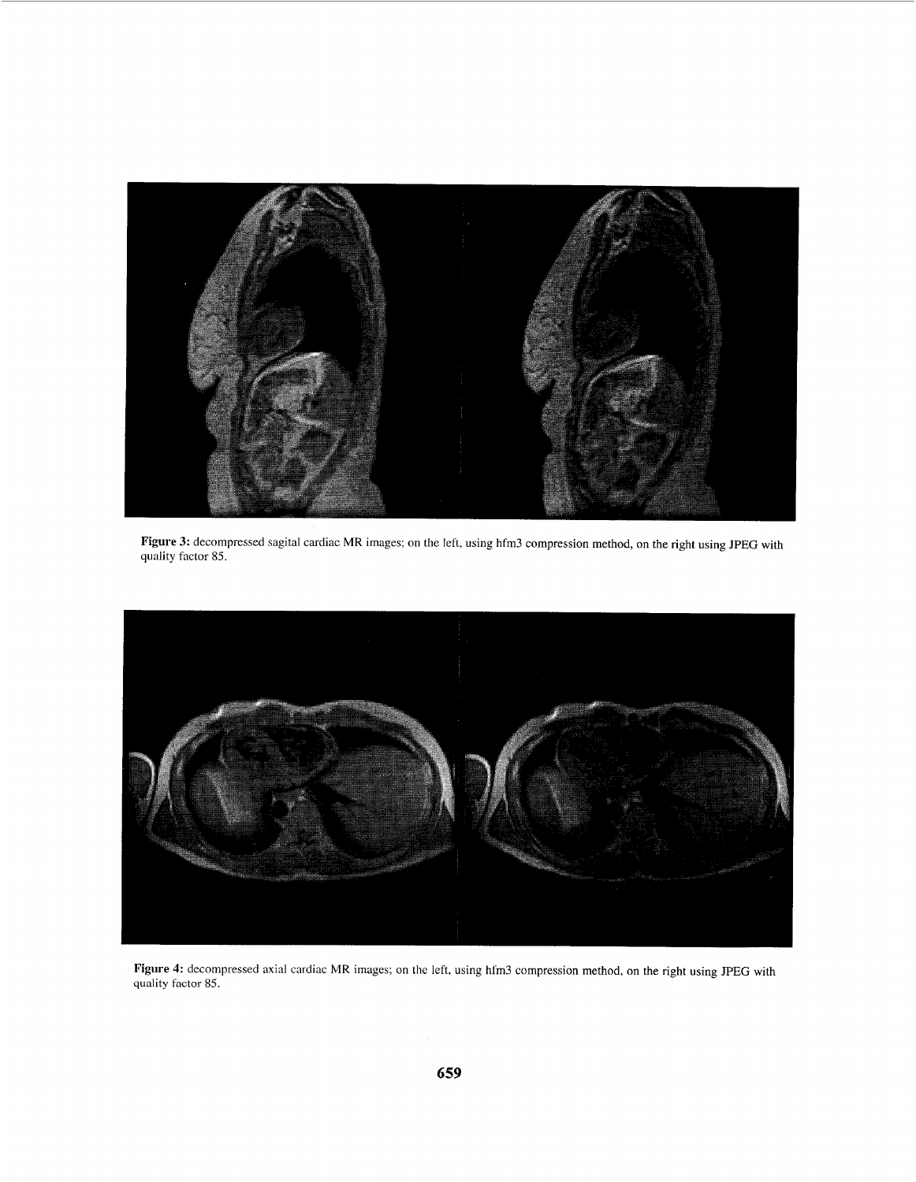**Figure 3:** decompressed sagital cardiac MR images; on the left, using hfm3 compression method, on the right using JPEG with quality factor 85.

**Figure 4:** decompressed axial cardiac MR images; on the left, using hfm3 compression method, on the right using JPEG with quality factor 85.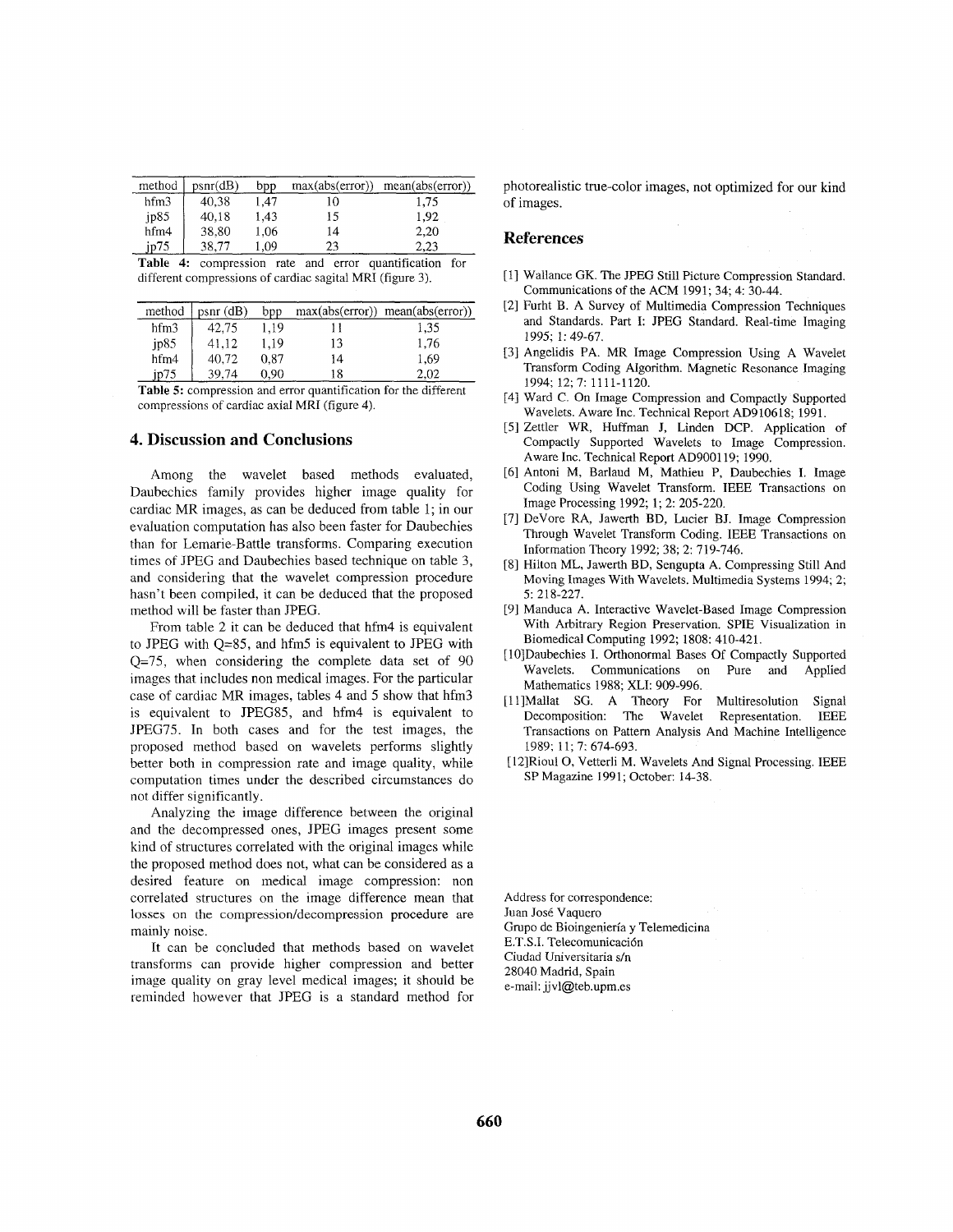| method | psnr(dB) | bpp | max(abs(error)) | mean(abs(error)) |
| --- | --- | --- | --- | --- |
| hfm3 | 40,38 | 1,47 | 10 | 1,75 |
| jp85 | 40,18 | 1,43 | 15 | 1,92 |
| hfm4 | 38,80 | 1,06 | 14 | 2,20 |
| jp75 | 38,77 | 1,09 | 23 | 2,23 |

**Table 4:** compression rate and error quantification for different compressions of cardiac sagital MRI (figure 3).

| method | psnr (dB) | bpp | max(abs(error)) | mean(abs(error)) |
| --- | --- | --- | --- | --- |
| hfm3 | 42,75 | 1,19 | 11 | 1,35 |
| jp85 | 41,12 | 1,19 | 13 | 1,76 |
| hfm4 | 40,72 | 0,87 | 14 | 1,69 |
| jp75 | 39,74 | 0,90 | 18 | 2,02 |

**Table 5:** compression and error quantification for the different compressions of cardiac axial MRI (figure 4).

## 4. Discussion and Conclusions

Among the wavelet based methods evaluated, Daubechies family provides higher image quality for cardiac MR images, as can be deduced from table 1; in our evaluation computation has also been faster for Daubechies than for Lemarie-Battle transforms. Comparing execution times of JPEG and Daubechies based technique on table 3, and considering that the wavelet compression procedure hasn't been compiled, it can be deduced that the proposed method will be faster than JPEG.

From table 2 it can be deduced that hfm4 is equivalent to JPEG with Q=85, and hfm5 is equivalent to JPEG with Q=75, when considering the complete data set of 90 images that includes non medical images. For the particular case of cardiac MR images, tables 4 and 5 show that hfm3 is equivalent to JPEG85, and hfm4 is equivalent to JPEG75. In both cases and for the test images, the proposed method based on wavelets performs slightly better both in compression rate and image quality, while computation times under the described circumstances do not differ significantly.

Analyzing the image difference between the original and the decompressed ones, JPEG images present some kind of structures correlated with the original images while the proposed method does not, what can be considered as a desired feature on medical image compression: non correlated structures on the image difference mean that losses on the compression/decompression procedure are mainly noise.

It can be concluded that methods based on wavelet transforms can provide higher compression and better image quality on gray level medical images; it should be reminded however that JPEG is a standard method for photorealistic true-color images, not optimized for our kind of images.

## References

[1] Wallance GK. The JPEG Still Picture Compression Standard. Communications of the ACM 1991; 34; 4: 30-44.

[2] Furht B. A Survey of Multimedia Compression Techniques and Standards. Part I: JPEG Standard. Real-time Imaging 1995; 1: 49-67.

[3] Angelidis PA. MR Image Compression Using A Wavelet Transform Coding Algorithm. Magnetic Resonance Imaging 1994; 12; 7: 1111-1120.

[4] Ward C. On Image Compression and Compactly Supported Wavelets. Aware Inc. Technical Report AD910618; 1991.

[5] Zettler WR, Huffman J, Linden DCP. Application of Compactly Supported Wavelets to Image Compression. Aware Inc. Technical Report AD900119; 1990.

[6] Antoni M, Barlaud M, Mathieu P, Daubechies I. Image Coding Using Wavelet Transform. IEEE Transactions on Image Processing 1992; 1; 2: 205-220.

[7] DeVore RA, Jawerth BD, Lucier BJ. Image Compression Through Wavelet Transform Coding. IEEE Transactions on Information Theory 1992; 38; 2: 719-746.

[8] Hilton ML, Jawerth BD, Sengupta A. Compressing Still And Moving Images With Wavelets. Multimedia Systems 1994; 2; 5: 218-227.

[9] Manduca A. Interactive Wavelet-Based Image Compression With Arbitrary Region Preservation. SPIE Visualization in Biomedical Computing 1992; 1808: 410-421.

[10] Daubechies I. Orthonormal Bases Of Compactly Supported Wavelets. Communications on Pure and Applied Mathematics 1988; XLI: 909-996.

[11] Mallat SG. A Theory For Multiresolution Signal Decomposition: The Wavelet Representation. IEEE Transactions on Pattern Analysis And Machine Intelligence 1989; 11; 7: 674-693.

[12] Rioul O, Vetterli M. Wavelets And Signal Processing. IEEE SP Magazine 1991; October: 14-38.

Address for correspondence:
Juan José Vaquero
Grupo de Bioingeniería y Telemedicina
E.T.S.I. Telecomunicación
Ciudad Universitaria s/n
28040 Madrid, Spain
e-mail: jjvl@teb.upm.es